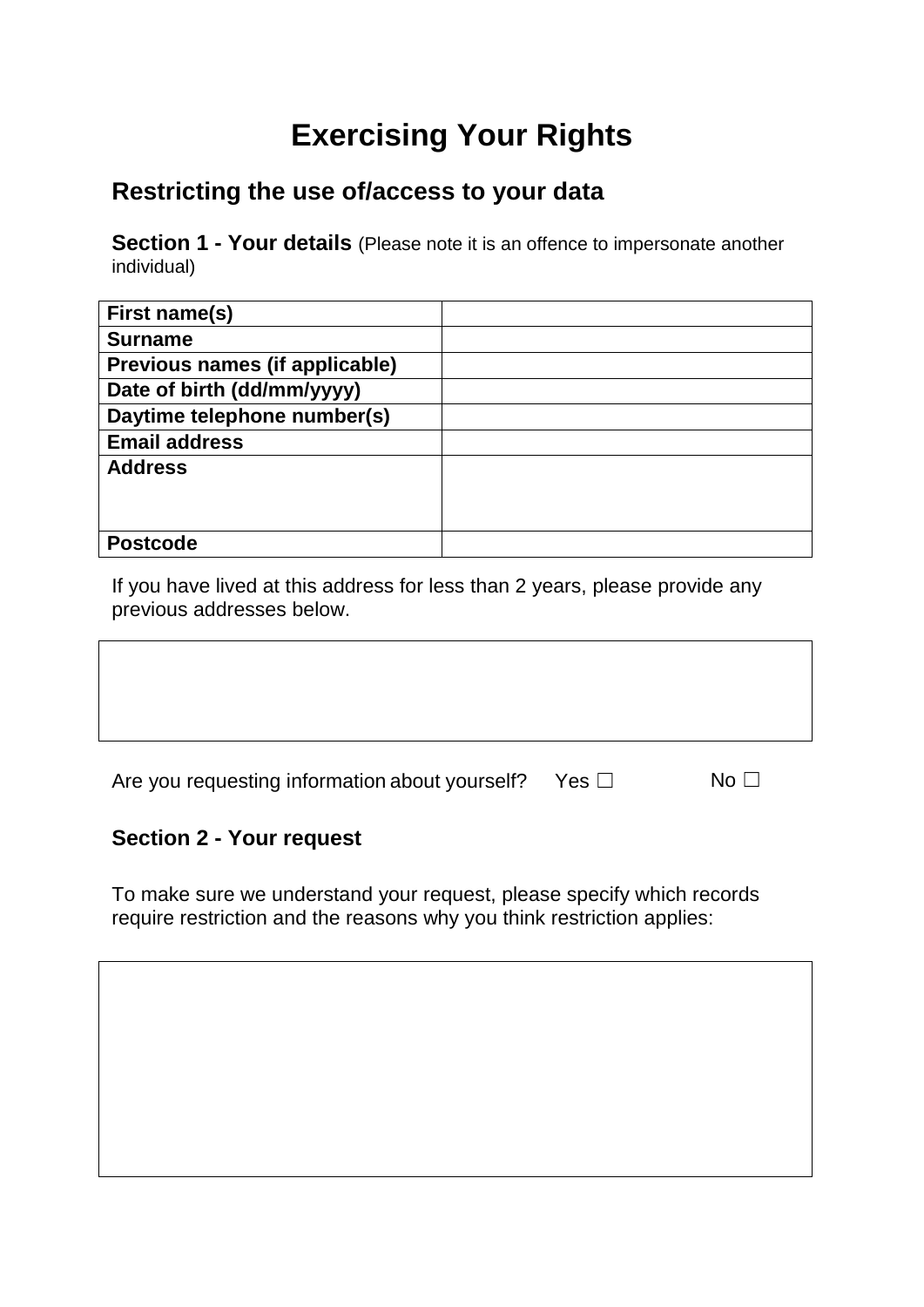# Exercising Your Rights

## Restricting the use of/access to your data

**Section 1 - Your details** (Please note it is an offence to impersonate another individual)

| **First name(s)** | |
|---|---|
| **Surname** | |
| **Previous names (if applicable)** | |
| **Date of birth (dd/mm/yyyy)** | |
| **Daytime telephone number(s)** | |
| **Email address** | |
| **Address** | |
| **Postcode** | |

If you have lived at this address for less than 2 years, please provide any previous addresses below.

| |
|---|
| |

Are you requesting information about yourself? Yes ☐ No ☐

### Section 2 - Your request

To make sure we understand your request, please specify which records require restriction and the reasons why you think restriction applies:

| |
|---|
| |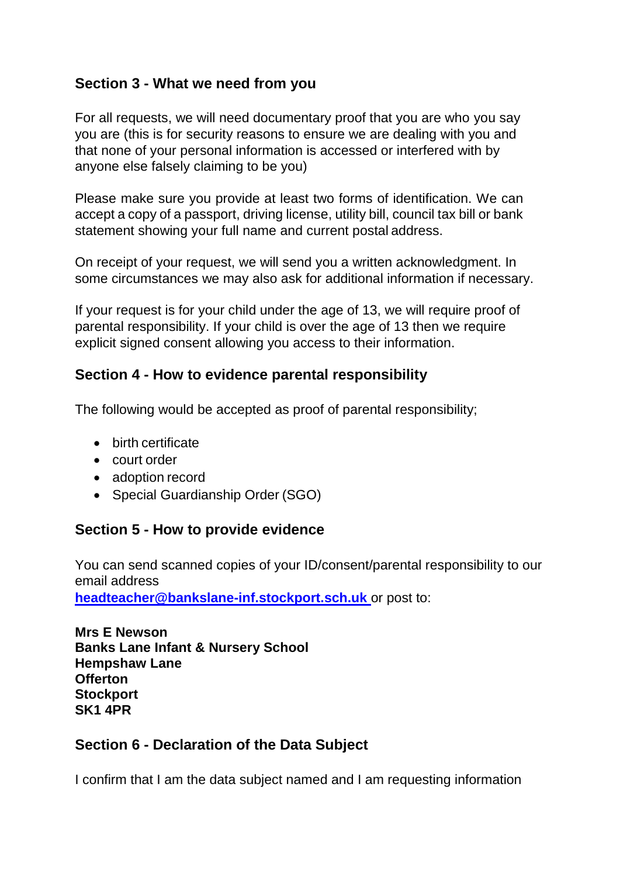## Section 3 - What we need from you

For all requests, we will need documentary proof that you are who you say you are (this is for security reasons to ensure we are dealing with you and that none of your personal information is accessed or interfered with by anyone else falsely claiming to be you)

Please make sure you provide at least two forms of identification. We can accept a copy of a passport, driving license, utility bill, council tax bill or bank statement showing your full name and current postal address.

On receipt of your request, we will send you a written acknowledgment. In some circumstances we may also ask for additional information if necessary.

If your request is for your child under the age of 13, we will require proof of parental responsibility. If your child is over the age of 13 then we require explicit signed consent allowing you access to their information.

## Section 4 - How to evidence parental responsibility

The following would be accepted as proof of parental responsibility;

- birth certificate
- court order
- adoption record
- Special Guardianship Order (SGO)

## Section 5 - How to provide evidence

You can send scanned copies of your ID/consent/parental responsibility to our email address **headteacher@bankslane-inf.stockport.sch.uk** or post to:

**Mrs E Newson**
**Banks Lane Infant & Nursery School**
**Hempshaw Lane**
**Offerton**
**Stockport**
**SK1 4PR**

## Section 6 - Declaration of the Data Subject

I confirm that I am the data subject named and I am requesting information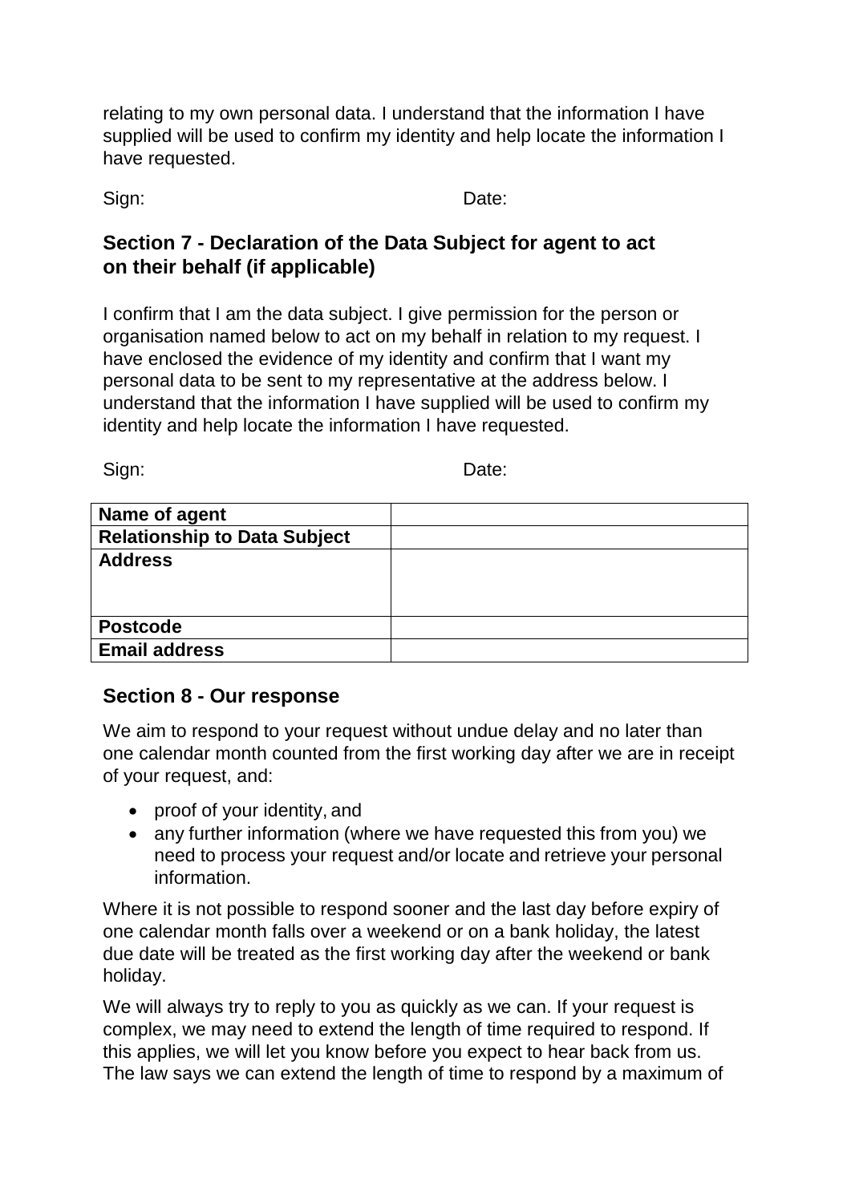relating to my own personal data. I understand that the information I have supplied will be used to confirm my identity and help locate the information I have requested.

Sign: Date:

## Section 7 - Declaration of the Data Subject for agent to act on their behalf (if applicable)

I confirm that I am the data subject. I give permission for the person or organisation named below to act on my behalf in relation to my request. I have enclosed the evidence of my identity and confirm that I want my personal data to be sent to my representative at the address below. I understand that the information I have supplied will be used to confirm my identity and help locate the information I have requested.

Sign: Date:

| **Name of agent** | |
|---|---|
| **Relationship to Data Subject** | |
| **Address** | |
| **Postcode** | |
| **Email address** | |

## Section 8 - Our response

We aim to respond to your request without undue delay and no later than one calendar month counted from the first working day after we are in receipt of your request, and:

- proof of your identity, and
- any further information (where we have requested this from you) we need to process your request and/or locate and retrieve your personal information.

Where it is not possible to respond sooner and the last day before expiry of one calendar month falls over a weekend or on a bank holiday, the latest due date will be treated as the first working day after the weekend or bank holiday.

We will always try to reply to you as quickly as we can. If your request is complex, we may need to extend the length of time required to respond. If this applies, we will let you know before you expect to hear back from us. The law says we can extend the length of time to respond by a maximum of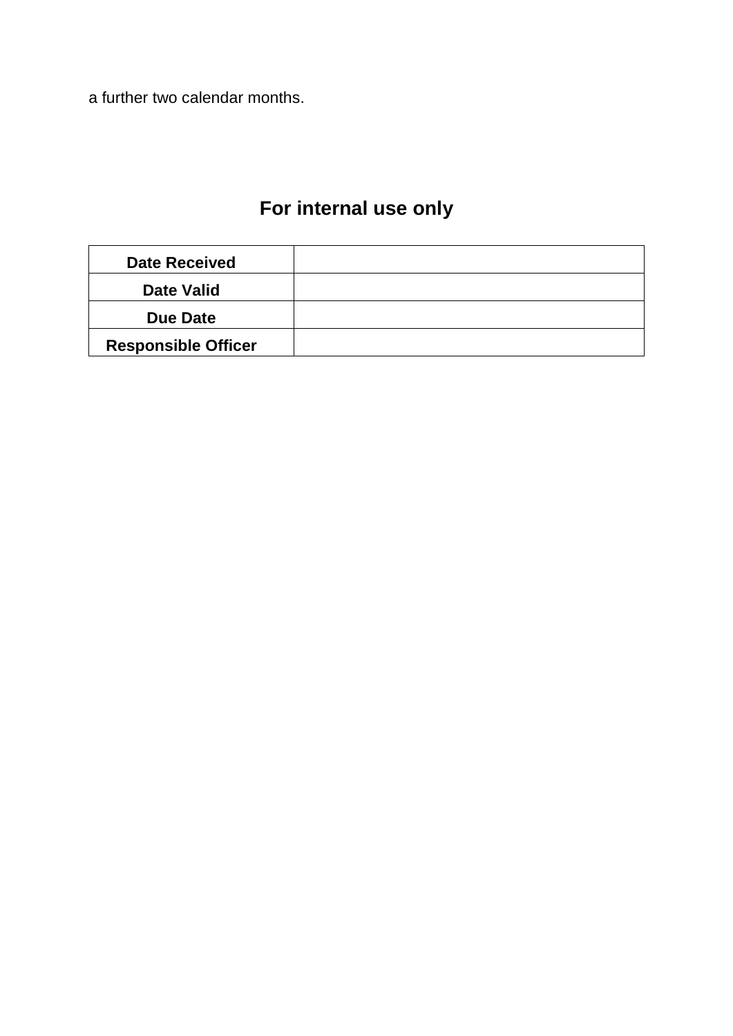a further two calendar months.

## For internal use only

| | |
|---|---|
| **Date Received** | |
| **Date Valid** | |
| **Due Date** | |
| **Responsible Officer** | |